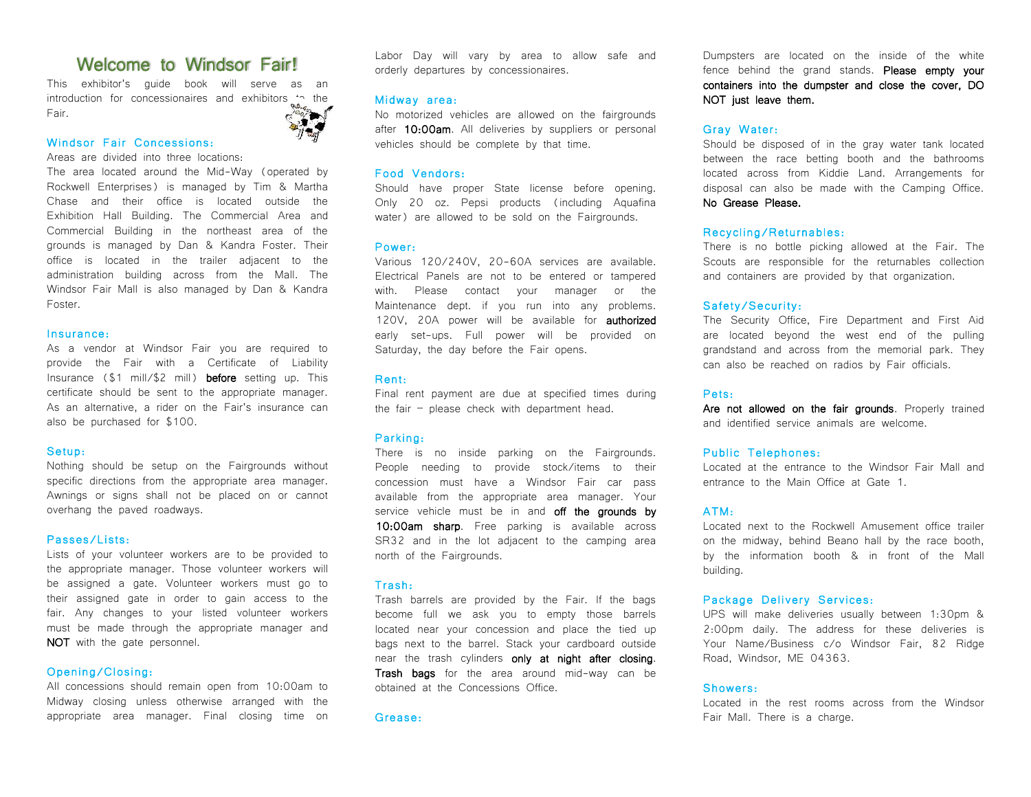# Welcome to Windsor Fair!

This exhibitor's guide book will serve as an introduction for concessionaires and exhibitors to the Fair.

## Windsor Fair Concessions:

Areas are divided into three locations:
The area located around the Mid-Way (operated by Rockwell Enterprises) is managed by Tim & Martha Chase and their office is located outside the Exhibition Hall Building. The Commercial Area and Commercial Building in the northeast area of the grounds is managed by Dan & Kandra Foster. Their office is located in the trailer adjacent to the administration building across from the Mall. The Windsor Fair Mall is also managed by Dan & Kandra Foster.

## Insurance:

As a vendor at Windsor Fair you are required to provide the Fair with a Certificate of Liability Insurance ($1 mill/$2 mill) **before** setting up. This certificate should be sent to the appropriate manager. As an alternative, a rider on the Fair's insurance can also be purchased for $100.

## Setup:

Nothing should be setup on the Fairgrounds without specific directions from the appropriate area manager. Awnings or signs shall not be placed on or cannot overhang the paved roadways.

## Passes/Lists:

Lists of your volunteer workers are to be provided to the appropriate manager. Those volunteer workers will be assigned a gate. Volunteer workers must go to their assigned gate in order to gain access to the fair. Any changes to your listed volunteer workers must be made through the appropriate manager and **NOT** with the gate personnel.

## Opening/Closing:

All concessions should remain open from 10:00am to Midway closing unless otherwise arranged with the appropriate area manager. Final closing time on Labor Day will vary by area to allow safe and orderly departures by concessionaires.

## Midway area:

No motorized vehicles are allowed on the fairgrounds after **10:00am**. All deliveries by suppliers or personal vehicles should be complete by that time.

## Food Vendors:

Should have proper State license before opening. Only 20 oz. Pepsi products (including Aquafina water) are allowed to be sold on the Fairgrounds.

## Power:

Various 120/240V, 20-60A services are available. Electrical Panels are not to be entered or tampered with. Please contact your manager or the Maintenance dept. if you run into any problems. 120V, 20A power will be available for **authorized** early set-ups. Full power will be provided on Saturday, the day before the Fair opens.

## Rent:

Final rent payment are due at specified times during the fair – please check with department head.

## Parking:

There is no inside parking on the Fairgrounds. People needing to provide stock/items to their concession must have a Windsor Fair car pass available from the appropriate area manager. Your service vehicle must be in and **off the grounds by 10:00am sharp**. Free parking is available across SR32 and in the lot adjacent to the camping area north of the Fairgrounds.

## Trash:

Trash barrels are provided by the Fair. If the bags become full we ask you to empty those barrels located near your concession and place the tied up bags next to the barrel. Stack your cardboard outside near the trash cylinders **only at night after closing**. **Trash bags** for the area around mid-way can be obtained at the Concessions Office.

## Grease:

Dumpsters are located on the inside of the white fence behind the grand stands. **Please empty your containers into the dumpster and close the cover, DO NOT just leave them.**

## Gray Water:

Should be disposed of in the gray water tank located between the race betting booth and the bathrooms located across from Kiddie Land. Arrangements for disposal can also be made with the Camping Office. **No Grease Please.**

## Recycling/Returnables:

There is no bottle picking allowed at the Fair. The Scouts are responsible for the returnables collection and containers are provided by that organization.

## Safety/Security:

The Security Office, Fire Department and First Aid are located beyond the west end of the pulling grandstand and across from the memorial park. They can also be reached on radios by Fair officials.

## Pets:

**Are not allowed on the fair grounds**. Properly trained and identified service animals are welcome.

## Public Telephones:

Located at the entrance to the Windsor Fair Mall and entrance to the Main Office at Gate 1.

## ATM:

Located next to the Rockwell Amusement office trailer on the midway, behind Beano hall by the race booth, by the information booth & in front of the Mall building.

## Package Delivery Services:

UPS will make deliveries usually between 1:30pm & 2:00pm daily. The address for these deliveries is Your Name/Business c/o Windsor Fair, 82 Ridge Road, Windsor, ME 04363.

## Showers:

Located in the rest rooms across from the Windsor Fair Mall. There is a charge.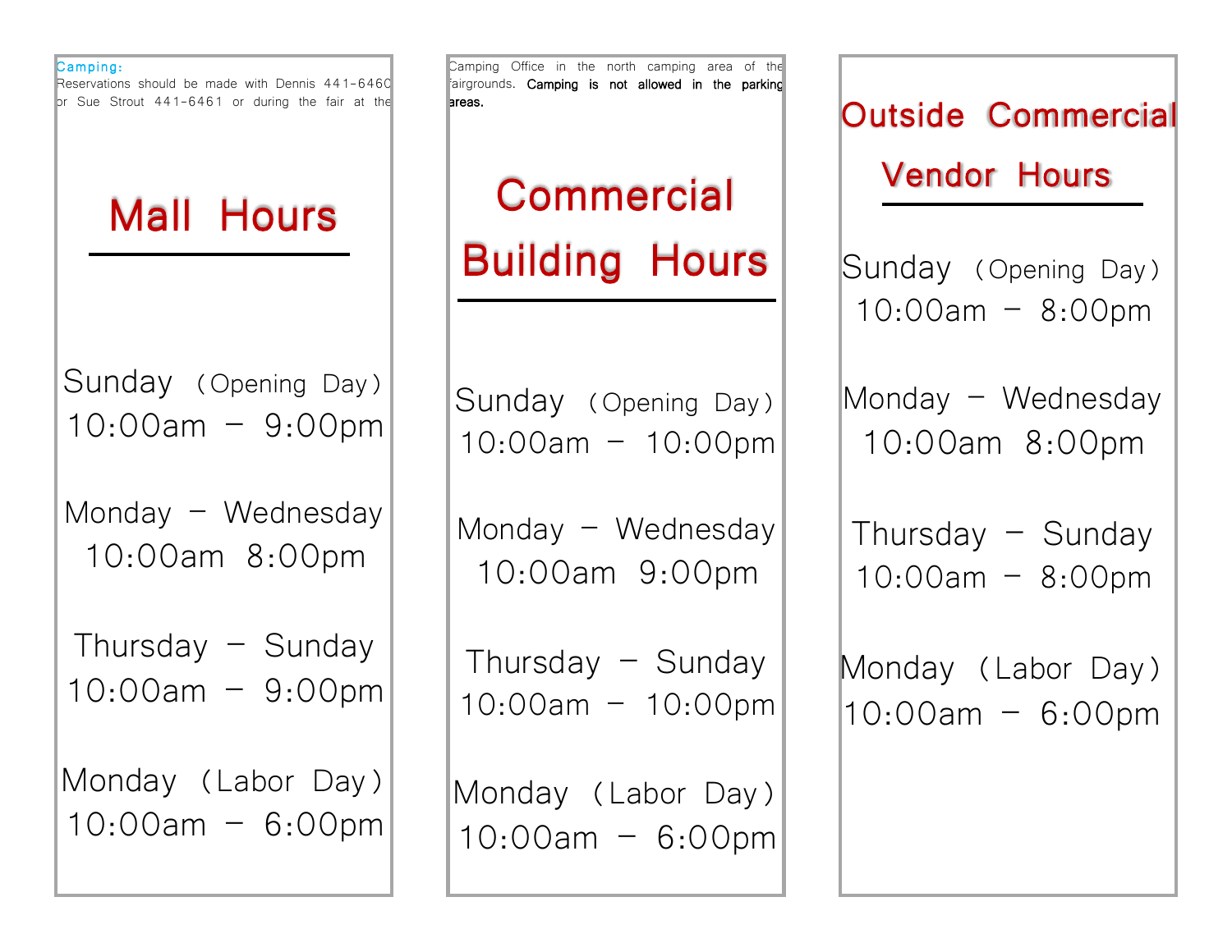**Camping:**
Reservations should be made with Dennis 441-6460 or Sue Strout 441-6461 or during the fair at the Camping Office in the north camping area of the fairgrounds. **Camping is not allowed in the parking areas.**

## Mall Hours

Sunday (Opening Day)
10:00am – 9:00pm

Monday – Wednesday
10:00am 8:00pm

Thursday – Sunday
10:00am – 9:00pm

Monday (Labor Day)
10:00am – 6:00pm

## Commercial Building Hours

Sunday (Opening Day)
10:00am – 10:00pm

Monday – Wednesday
10:00am 9:00pm

Thursday – Sunday
10:00am – 10:00pm

Monday (Labor Day)
10:00am – 6:00pm

## Outside Commercial Vendor Hours

Sunday (Opening Day)
10:00am – 8:00pm

Monday – Wednesday
10:00am 8:00pm

Thursday – Sunday
10:00am – 8:00pm

Monday (Labor Day)
10:00am – 6:00pm